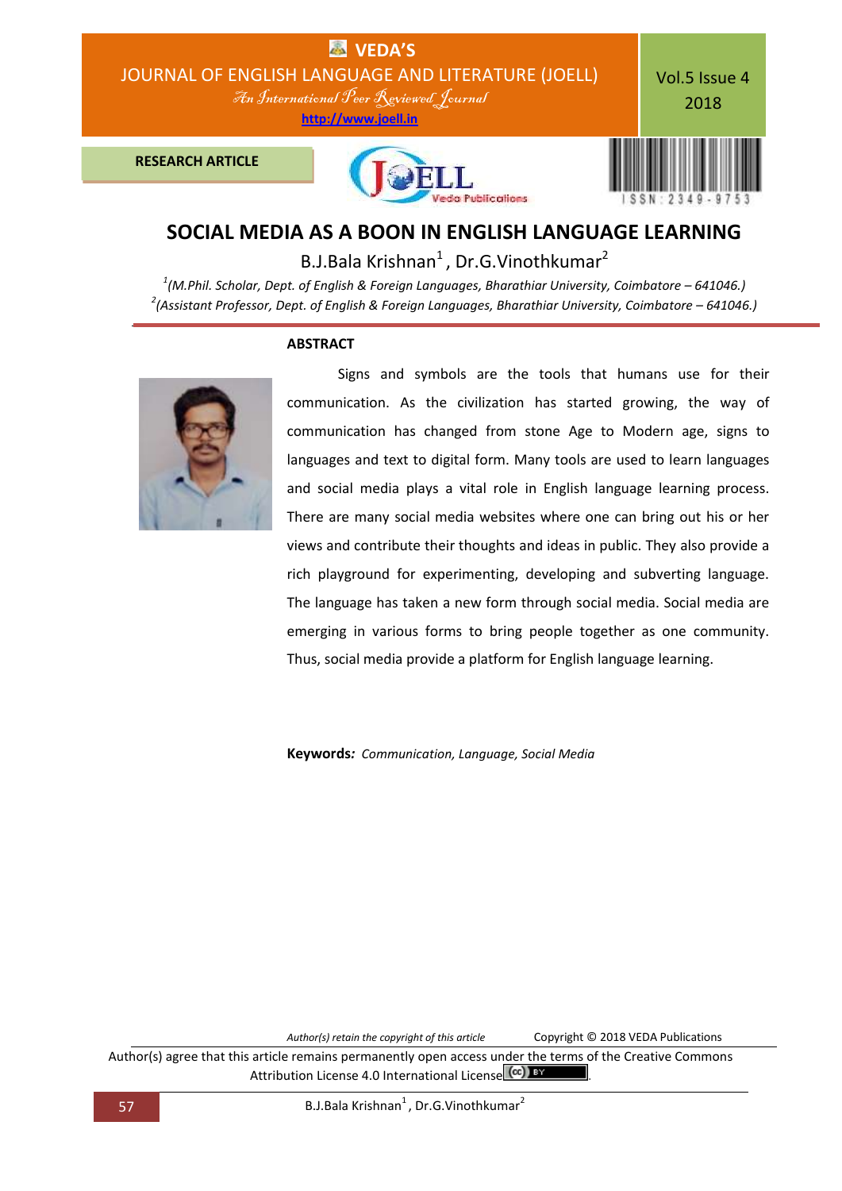RESEARCH ARTICLE

# SOCIAL MEDIA AS A BOON IN ENGLISH LANGUAGE LEARNING

B.J.Bala Krishnan[1], Dr.G.Vinothkumar[2]

[1](*M.Phil. Scholar, Dept. of English & Foreign Languages, Bharathiar University, Coimbatore – 641046.*)
[2](*Assistant Professor, Dept. of English & Foreign Languages, Bharathiar University, Coimbatore – 641046.*)

## ABSTRACT

Signs and symbols are the tools that humans use for their communication. As the civilization has started growing, the way of communication has changed from stone Age to Modern age, signs to languages and text to digital form. Many tools are used to learn languages and social media plays a vital role in English language learning process. There are many social media websites where one can bring out his or her views and contribute their thoughts and ideas in public. They also provide a rich playground for experimenting, developing and subverting language. The language has taken a new form through social media. Social media are emerging in various forms to bring people together as one community. Thus, social media provide a platform for English language learning.

**Keywords:** *Communication, Language, Social Media*

*Author(s) retain the copyright of this article* Copyright © 2018 VEDA Publications

Author(s) agree that this article remains permanently open access under the terms of the Creative Commons Attribution License 4.0 International License.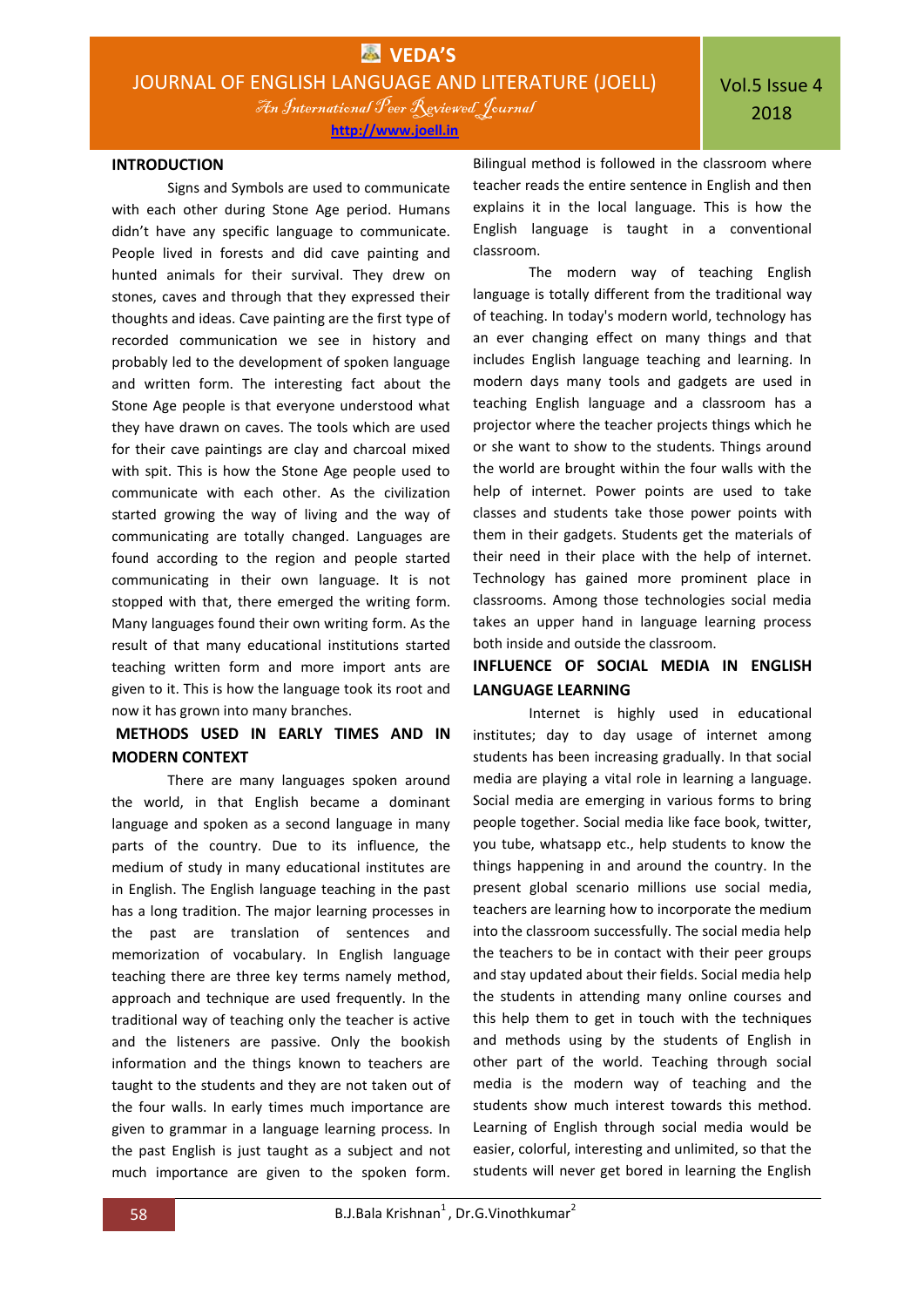## INTRODUCTION

Signs and Symbols are used to communicate with each other during Stone Age period. Humans didn't have any specific language to communicate. People lived in forests and did cave painting and hunted animals for their survival. They drew on stones, caves and through that they expressed their thoughts and ideas. Cave painting are the first type of recorded communication we see in history and probably led to the development of spoken language and written form. The interesting fact about the Stone Age people is that everyone understood what they have drawn on caves. The tools which are used for their cave paintings are clay and charcoal mixed with spit. This is how the Stone Age people used to communicate with each other. As the civilization started growing the way of living and the way of communicating are totally changed. Languages are found according to the region and people started communicating in their own language. It is not stopped with that, there emerged the writing form. Many languages found their own writing form. As the result of that many educational institutions started teaching written form and more import ants are given to it. This is how the language took its root and now it has grown into many branches.

## METHODS USED IN EARLY TIMES AND IN MODERN CONTEXT

There are many languages spoken around the world, in that English became a dominant language and spoken as a second language in many parts of the country. Due to its influence, the medium of study in many educational institutes are in English. The English language teaching in the past has a long tradition. The major learning processes in the past are translation of sentences and memorization of vocabulary. In English language teaching there are three key terms namely method, approach and technique are used frequently. In the traditional way of teaching only the teacher is active and the listeners are passive. Only the bookish information and the things known to teachers are taught to the students and they are not taken out of the four walls. In early times much importance are given to grammar in a language learning process. In the past English is just taught as a subject and not much importance are given to the spoken form. Bilingual method is followed in the classroom where teacher reads the entire sentence in English and then explains it in the local language. This is how the English language is taught in a conventional classroom.

The modern way of teaching English language is totally different from the traditional way of teaching. In today's modern world, technology has an ever changing effect on many things and that includes English language teaching and learning. In modern days many tools and gadgets are used in teaching English language and a classroom has a projector where the teacher projects things which he or she want to show to the students. Things around the world are brought within the four walls with the help of internet. Power points are used to take classes and students take those power points with them in their gadgets. Students get the materials of their need in their place with the help of internet. Technology has gained more prominent place in classrooms. Among those technologies social media takes an upper hand in language learning process both inside and outside the classroom.

## INFLUENCE OF SOCIAL MEDIA IN ENGLISH LANGUAGE LEARNING

Internet is highly used in educational institutes; day to day usage of internet among students has been increasing gradually. In that social media are playing a vital role in learning a language. Social media are emerging in various forms to bring people together. Social media like face book, twitter, you tube, whatsapp etc., help students to know the things happening in and around the country. In the present global scenario millions use social media, teachers are learning how to incorporate the medium into the classroom successfully. The social media help the teachers to be in contact with their peer groups and stay updated about their fields. Social media help the students in attending many online courses and this help them to get in touch with the techniques and methods using by the students of English in other part of the world. Teaching through social media is the modern way of teaching and the students show much interest towards this method. Learning of English through social media would be easier, colorful, interesting and unlimited, so that the students will never get bored in learning the English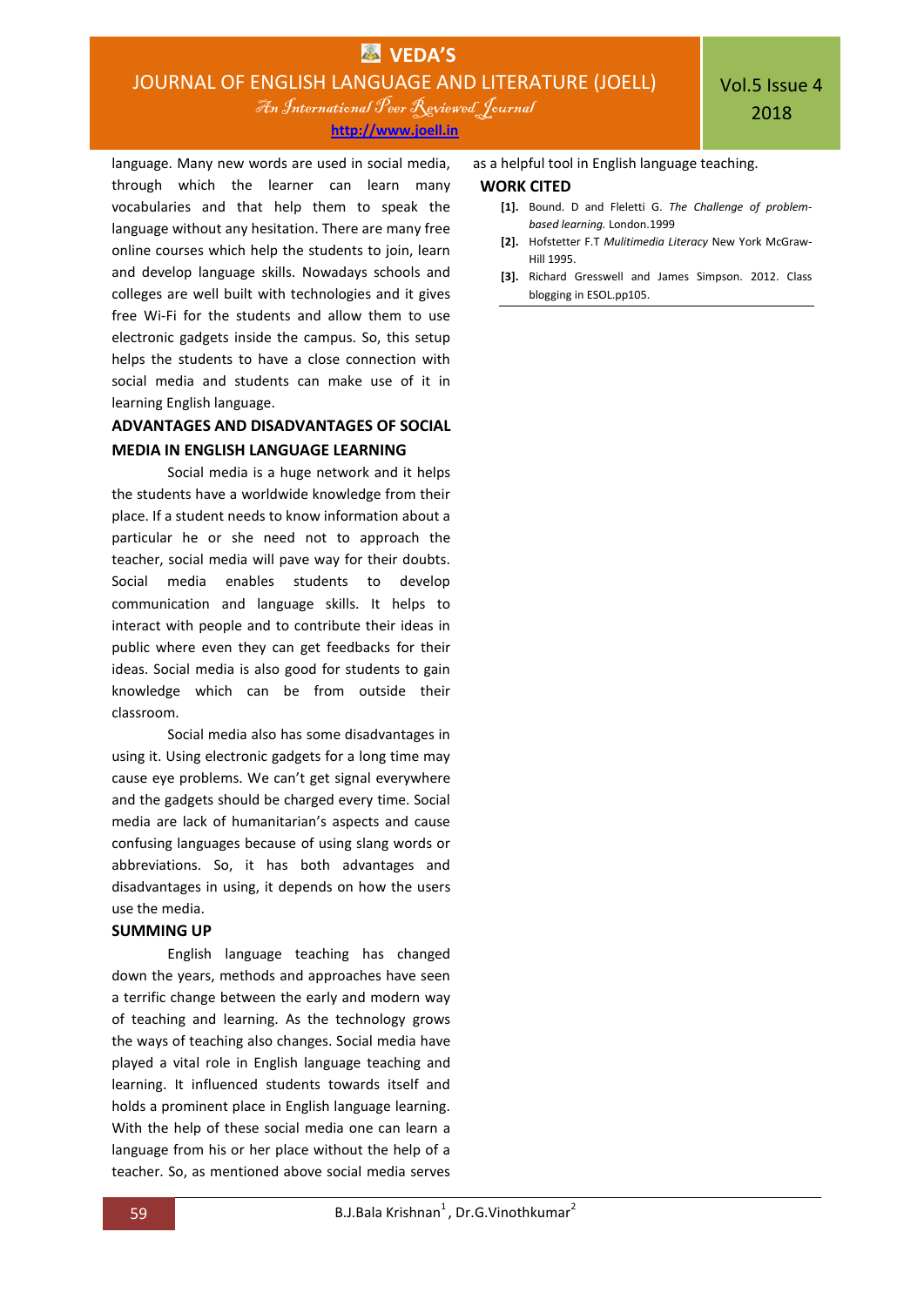language. Many new words are used in social media, through which the learner can learn many vocabularies and that help them to speak the language without any hesitation. There are many free online courses which help the students to join, learn and develop language skills. Nowadays schools and colleges are well built with technologies and it gives free Wi-Fi for the students and allow them to use electronic gadgets inside the campus. So, this setup helps the students to have a close connection with social media and students can make use of it in learning English language.

## ADVANTAGES AND DISADVANTAGES OF SOCIAL MEDIA IN ENGLISH LANGUAGE LEARNING

Social media is a huge network and it helps the students have a worldwide knowledge from their place. If a student needs to know information about a particular he or she need not to approach the teacher, social media will pave way for their doubts. Social media enables students to develop communication and language skills. It helps to interact with people and to contribute their ideas in public where even they can get feedbacks for their ideas. Social media is also good for students to gain knowledge which can be from outside their classroom.

Social media also has some disadvantages in using it. Using electronic gadgets for a long time may cause eye problems. We can't get signal everywhere and the gadgets should be charged every time. Social media are lack of humanitarian's aspects and cause confusing languages because of using slang words or abbreviations. So, it has both advantages and disadvantages in using, it depends on how the users use the media.

## SUMMING UP

English language teaching has changed down the years, methods and approaches have seen a terrific change between the early and modern way of teaching and learning. As the technology grows the ways of teaching also changes. Social media have played a vital role in English language teaching and learning. It influenced students towards itself and holds a prominent place in English language learning. With the help of these social media one can learn a language from his or her place without the help of a teacher. So, as mentioned above social media serves as a helpful tool in English language teaching.

## WORK CITED

[1]. Bound. D and Fleletti G. *The Challenge of problem-based learning.* London.1999

[2]. Hofstetter F.T *Mulitimedia Literacy* New York McGraw-Hill 1995.

[3]. Richard Gresswell and James Simpson. 2012. Class blogging in ESOL.pp105.